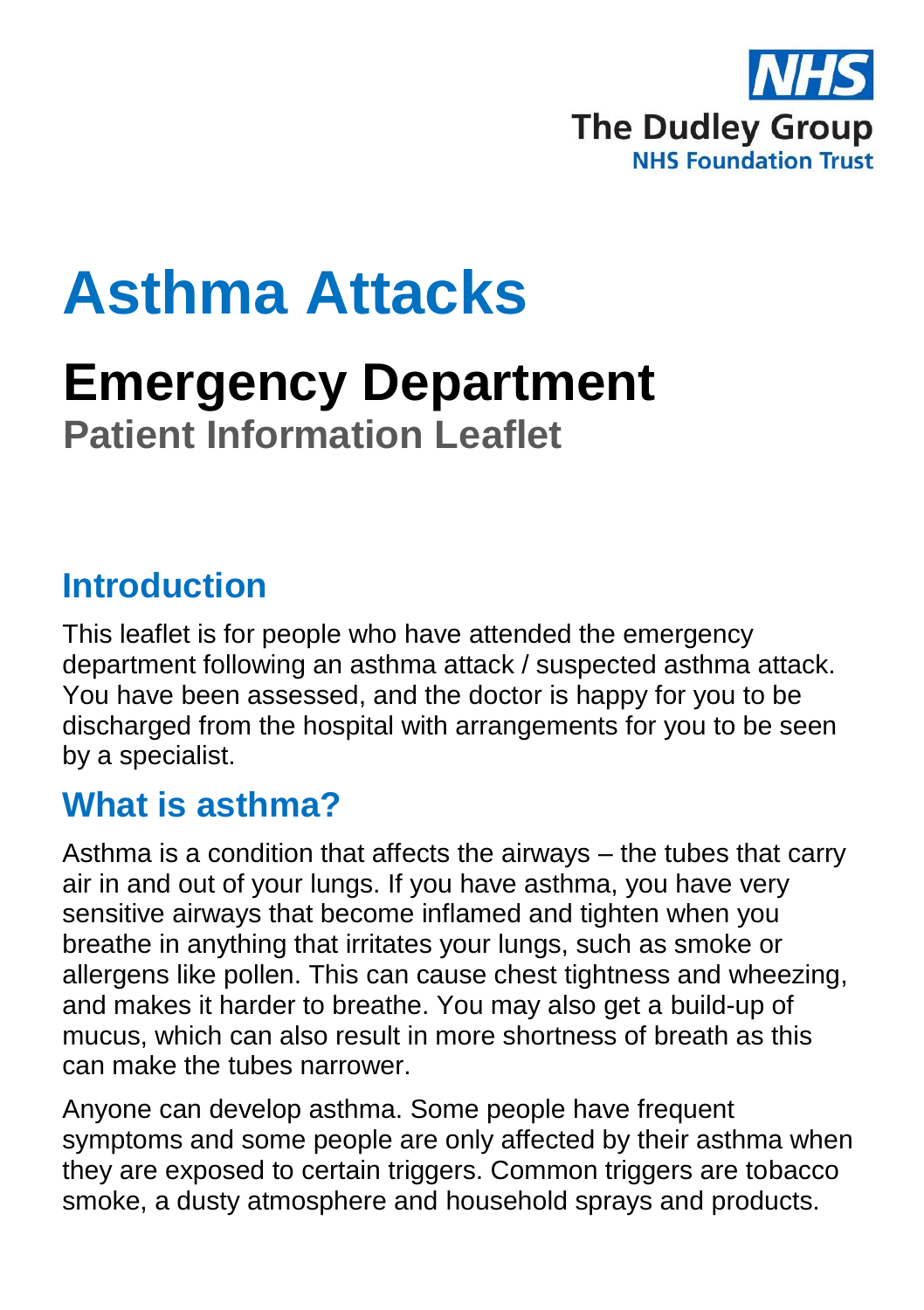NHS

The Dudley Group

NHS Foundation Trust

# Asthma Attacks

## Emergency Department

**Patient Information Leaflet**

## Introduction

This leaflet is for people who have attended the emergency department following an asthma attack / suspected asthma attack. You have been assessed, and the doctor is happy for you to be discharged from the hospital with arrangements for you to be seen by a specialist.

## What is asthma?

Asthma is a condition that affects the airways – the tubes that carry air in and out of your lungs. If you have asthma, you have very sensitive airways that become inflamed and tighten when you breathe in anything that irritates your lungs, such as smoke or allergens like pollen. This can cause chest tightness and wheezing, and makes it harder to breathe. You may also get a build-up of mucus, which can also result in more shortness of breath as this can make the tubes narrower.

Anyone can develop asthma. Some people have frequent symptoms and some people are only affected by their asthma when they are exposed to certain triggers. Common triggers are tobacco smoke, a dusty atmosphere and household sprays and products.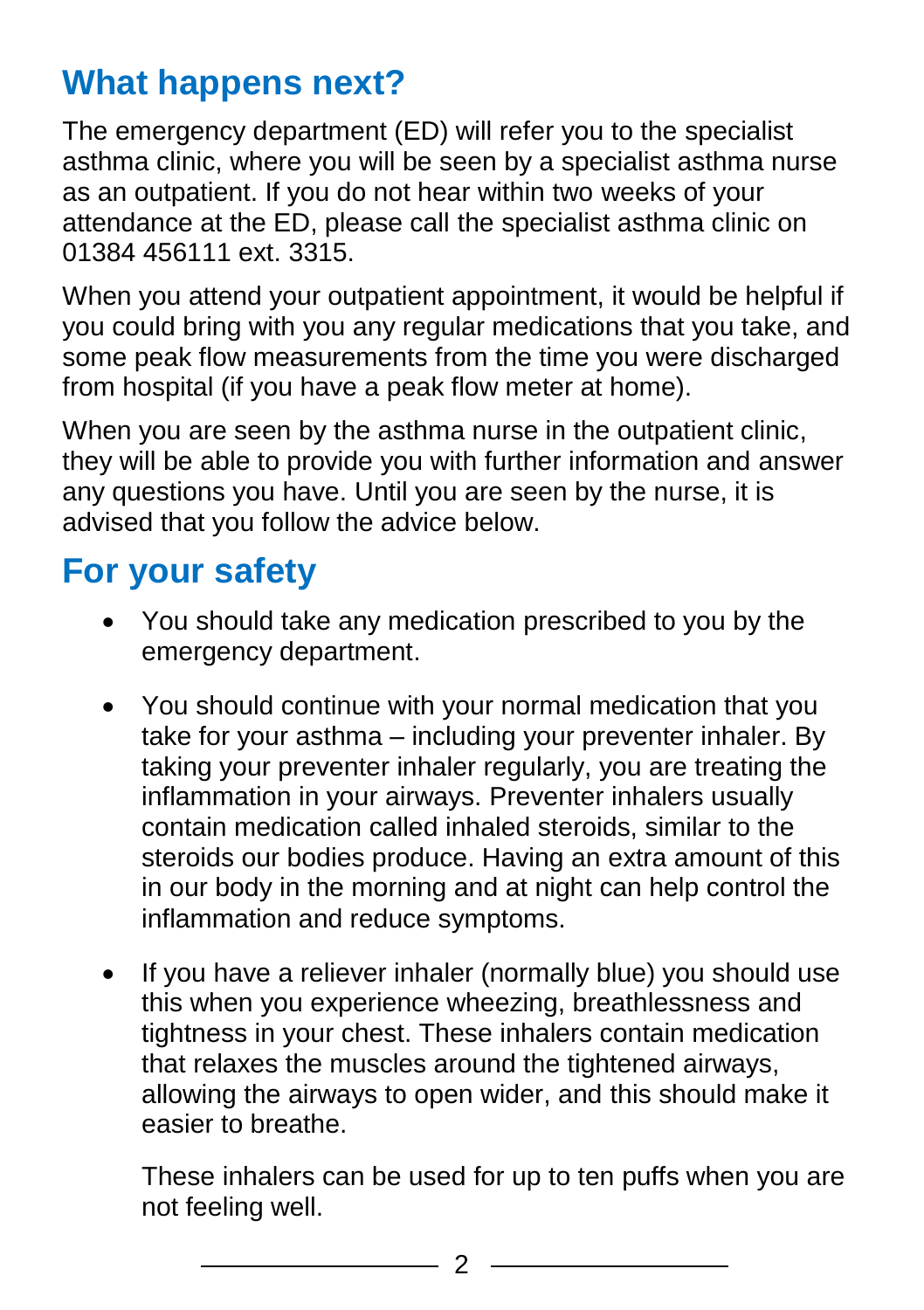## What happens next?

The emergency department (ED) will refer you to the specialist asthma clinic, where you will be seen by a specialist asthma nurse as an outpatient. If you do not hear within two weeks of your attendance at the ED, please call the specialist asthma clinic on 01384 456111 ext. 3315.

When you attend your outpatient appointment, it would be helpful if you could bring with you any regular medications that you take, and some peak flow measurements from the time you were discharged from hospital (if you have a peak flow meter at home).

When you are seen by the asthma nurse in the outpatient clinic, they will be able to provide you with further information and answer any questions you have. Until you are seen by the nurse, it is advised that you follow the advice below.

## For your safety

- You should take any medication prescribed to you by the emergency department.
- You should continue with your normal medication that you take for your asthma – including your preventer inhaler. By taking your preventer inhaler regularly, you are treating the inflammation in your airways. Preventer inhalers usually contain medication called inhaled steroids, similar to the steroids our bodies produce. Having an extra amount of this in our body in the morning and at night can help control the inflammation and reduce symptoms.
- If you have a reliever inhaler (normally blue) you should use this when you experience wheezing, breathlessness and tightness in your chest. These inhalers contain medication that relaxes the muscles around the tightened airways, allowing the airways to open wider, and this should make it easier to breathe.

  These inhalers can be used for up to ten puffs when you are not feeling well.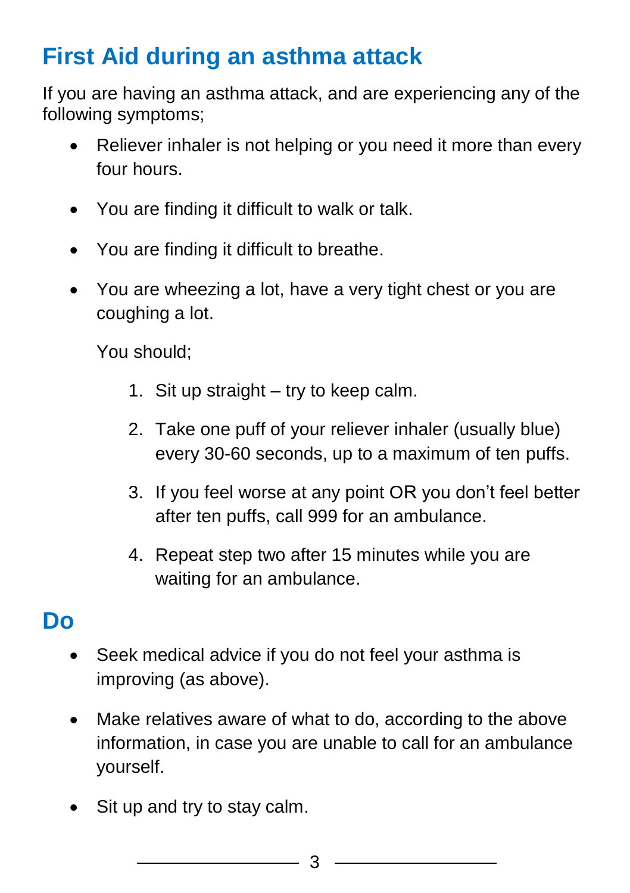## First Aid during an asthma attack

If you are having an asthma attack, and are experiencing any of the following symptoms;

- Reliever inhaler is not helping or you need it more than every four hours.
- You are finding it difficult to walk or talk.
- You are finding it difficult to breathe.
- You are wheezing a lot, have a very tight chest or you are coughing a lot.

  You should;

  1. Sit up straight – try to keep calm.
  2. Take one puff of your reliever inhaler (usually blue) every 30-60 seconds, up to a maximum of ten puffs.
  3. If you feel worse at any point OR you don't feel better after ten puffs, call 999 for an ambulance.
  4. Repeat step two after 15 minutes while you are waiting for an ambulance.

## Do

- Seek medical advice if you do not feel your asthma is improving (as above).
- Make relatives aware of what to do, according to the above information, in case you are unable to call for an ambulance yourself.
- Sit up and try to stay calm.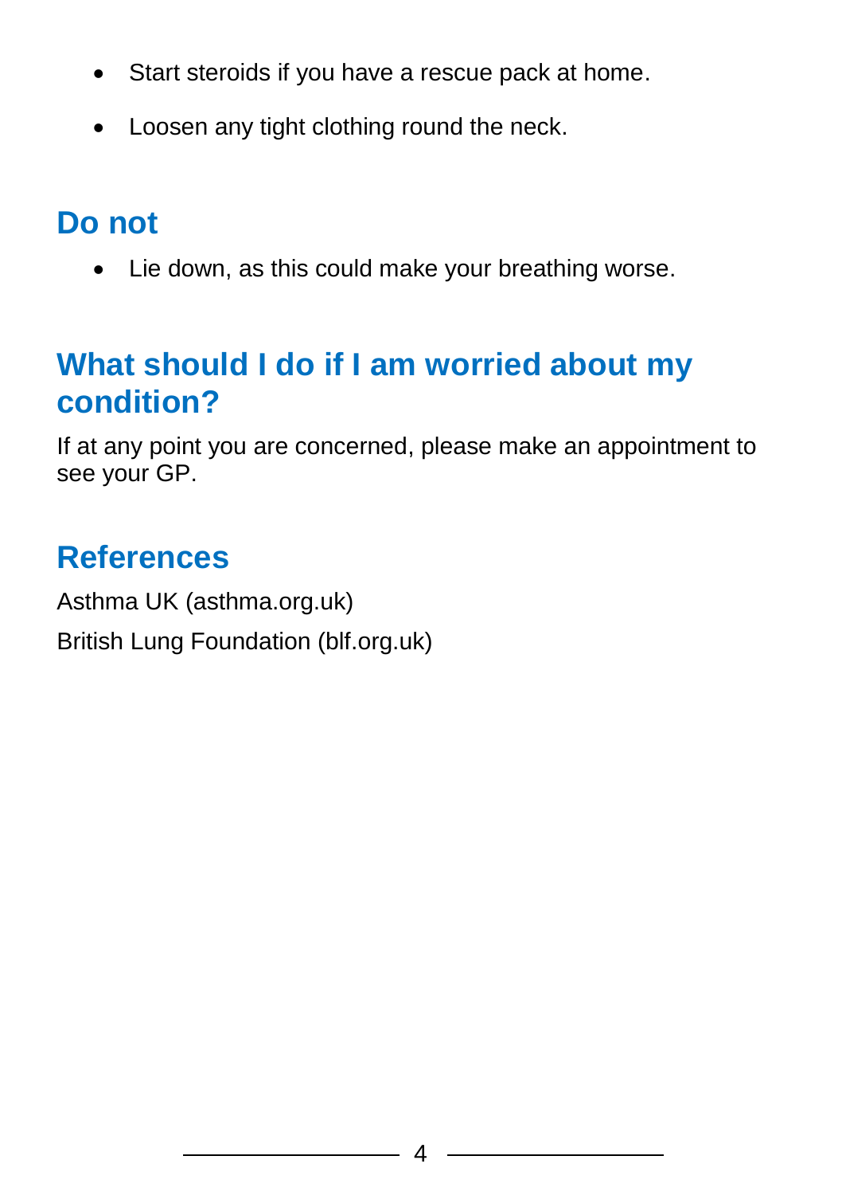- Start steroids if you have a rescue pack at home.
- Loosen any tight clothing round the neck.

## Do not

- Lie down, as this could make your breathing worse.

## What should I do if I am worried about my condition?

If at any point you are concerned, please make an appointment to see your GP.

## References

Asthma UK (asthma.org.uk)

British Lung Foundation (blf.org.uk)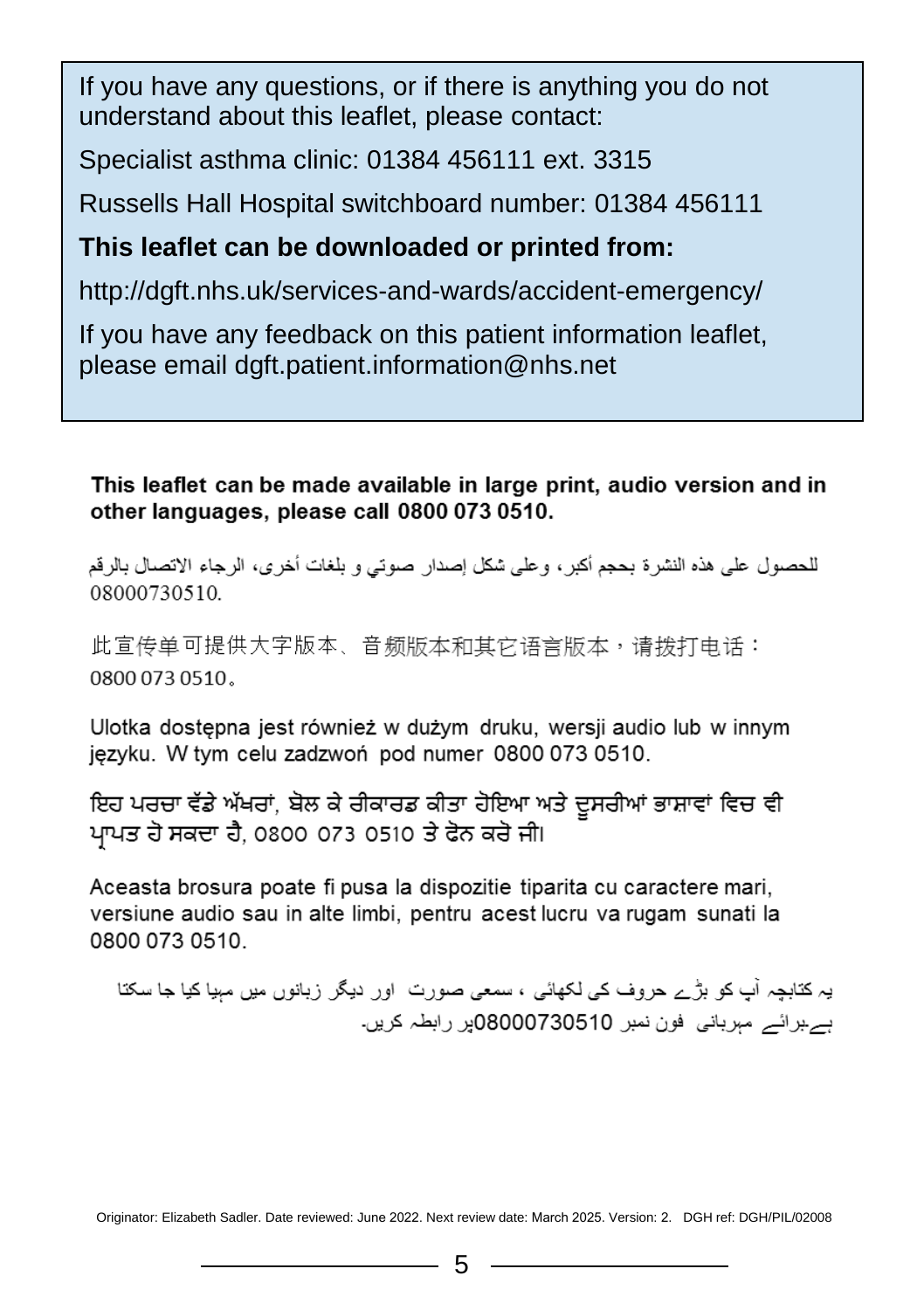If you have any questions, or if there is anything you do not understand about this leaflet, please contact:

Specialist asthma clinic: 01384 456111 ext. 3315

Russells Hall Hospital switchboard number: 01384 456111

**This leaflet can be downloaded or printed from:**

http://dgft.nhs.uk/services-and-wards/accident-emergency/

If you have any feedback on this patient information leaflet, please email dgft.patient.information@nhs.net

**This leaflet can be made available in large print, audio version and in other languages, please call 0800 073 0510.**

للحصول على هذه النشرة بحجم أكبر، وعلى شكل إصدار صوتي و بلغات أخرى، الرجاء الاتصال بالرقم 08000730510.

此宣传单可提供大字版本、音频版本和其它语言版本，请拨打电话：0800 073 0510。

Ulotka dostępna jest również w dużym druku, wersji audio lub w innym języku. W tym celu zadzwoń pod numer 0800 073 0510.

ਇਹ ਪਰਚਾ ਵੱਡੇ ਅੱਖਰਾਂ, ਬੋਲ ਕੇ ਰੀਕਾਰਡ ਕੀਤਾ ਹੋਇਆ ਅਤੇ ਦੂਸਰੀਆਂ ਭਾਸ਼ਾਵਾਂ ਵਿਚ ਵੀ ਪ੍ਰਾਪਤ ਹੋ ਸਕਦਾ ਹੈ, 0800 073 0510 ਤੇ ਫੋਨ ਕਰੋ ਜੀ।

Aceasta brosura poate fi pusa la dispozitie tiparita cu caractere mari, versiune audio sau in alte limbi, pentru acest lucru va rugam sunati la 0800 073 0510.

یہ کتابچہ آپ کو بڑے حروف کی لکھائی ، سمعی صورت اور دیگر زبانوں میں مہیا کیا جا سکتا ہے۔برائے مہربانی فون نمبر 08000730510پر رابطہ کریں۔

Originator: Elizabeth Sadler. Date reviewed: June 2022. Next review date: March 2025. Version: 2. DGH ref: DGH/PIL/02008